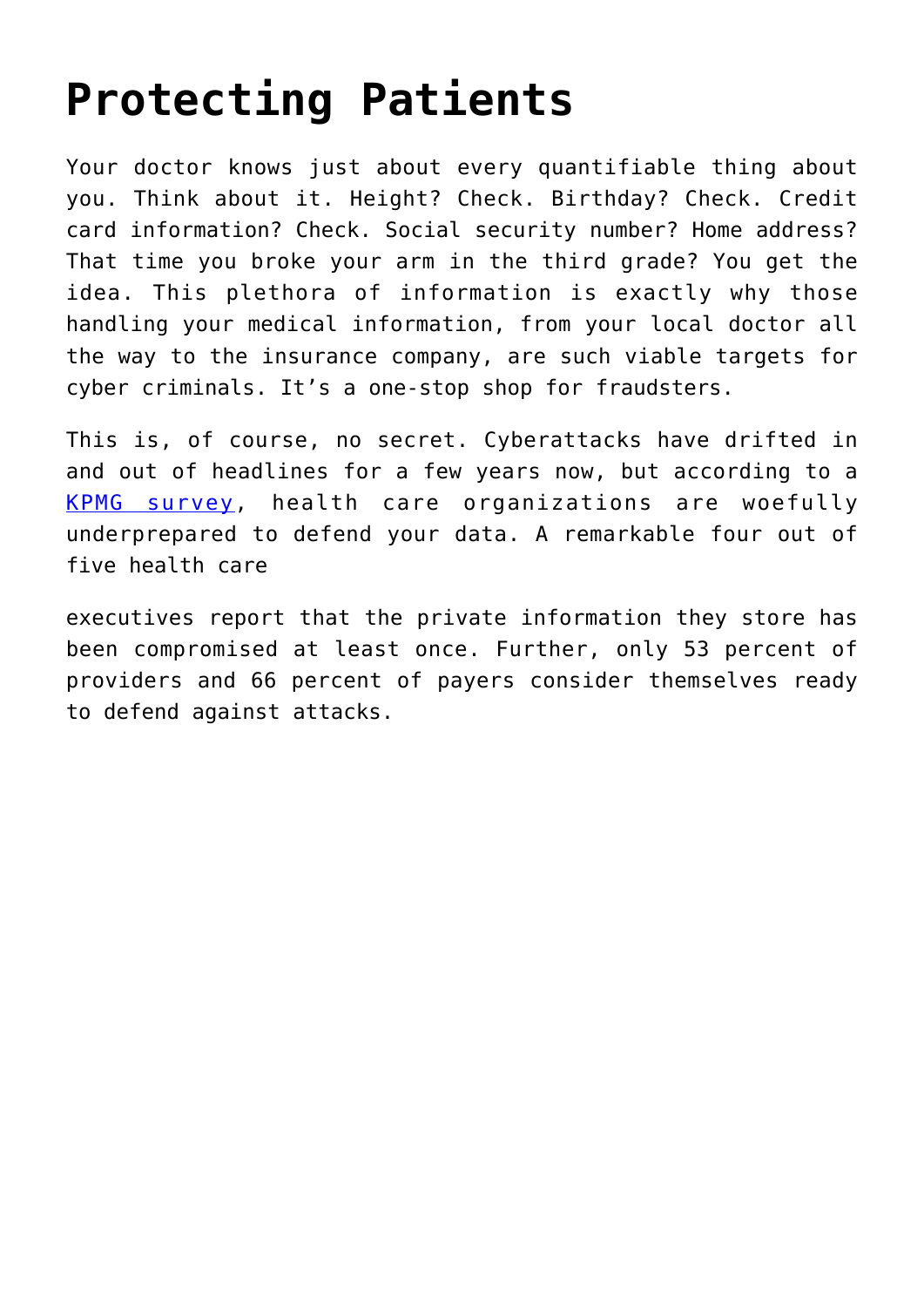# Protecting Patients

Your doctor knows just about every quantifiable thing about you. Think about it. Height? Check. Birthday? Check. Credit card information? Check. Social security number? Home address? That time you broke your arm in the third grade? You get the idea. This plethora of information is exactly why those handling your medical information, from your local doctor all the way to the insurance company, are such viable targets for cyber criminals. It's a one-stop shop for fraudsters.

This is, of course, no secret. Cyberattacks have drifted in and out of headlines for a few years now, but according to a KPMG survey, health care organizations are woefully underprepared to defend your data. A remarkable four out of five health care executives report that the private information they store has been compromised at least once. Further, only 53 percent of providers and 66 percent of payers consider themselves ready to defend against attacks.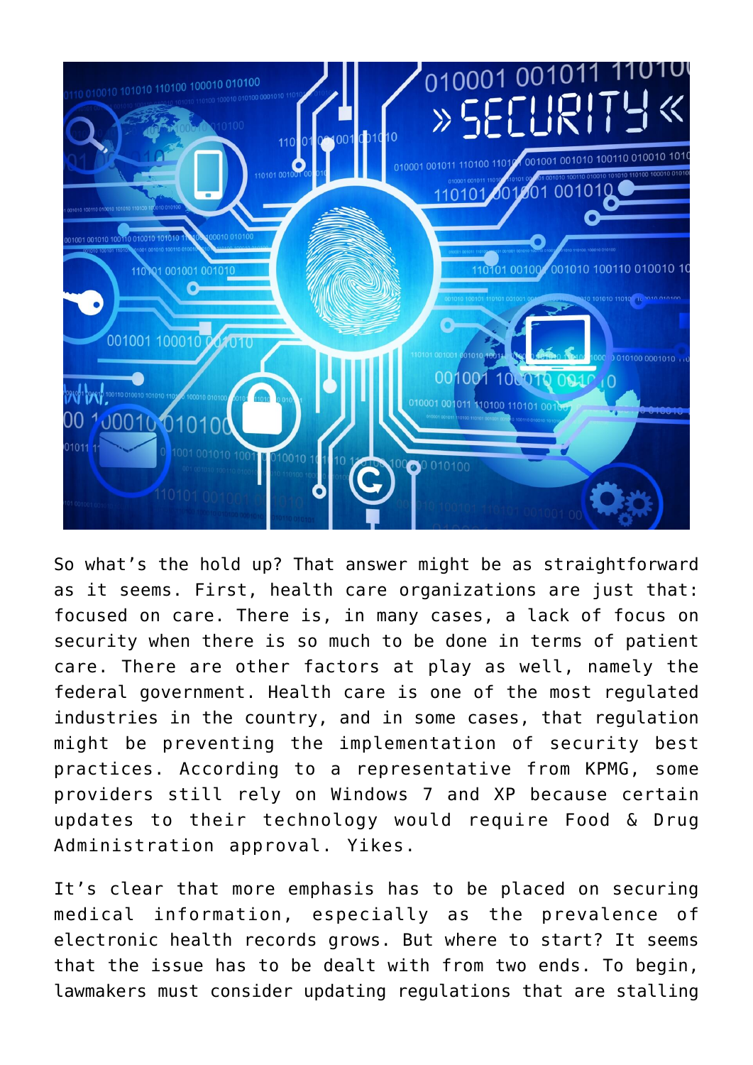So what's the hold up? That answer might be as straightforward as it seems. First, health care organizations are just that: focused on care. There is, in many cases, a lack of focus on security when there is so much to be done in terms of patient care. There are other factors at play as well, namely the federal government. Health care is one of the most regulated industries in the country, and in some cases, that regulation might be preventing the implementation of security best practices. According to a representative from KPMG, some providers still rely on Windows 7 and XP because certain updates to their technology would require Food & Drug Administration approval. Yikes.

It's clear that more emphasis has to be placed on securing medical information, especially as the prevalence of electronic health records grows. But where to start? It seems that the issue has to be dealt with from two ends. To begin, lawmakers must consider updating regulations that are stalling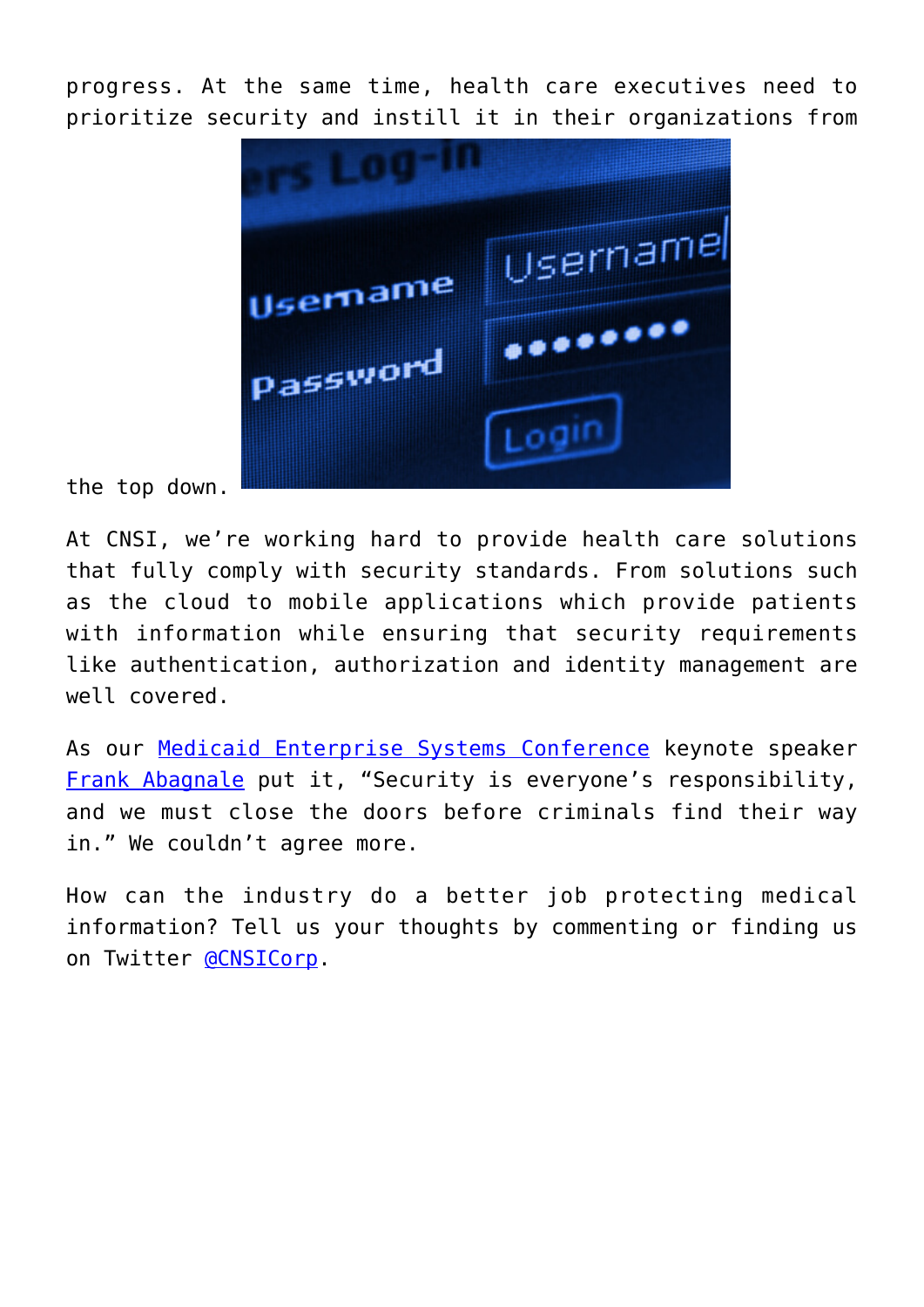progress. At the same time, health care executives need to prioritize security and instill it in their organizations from the top down.

At CNSI, we're working hard to provide health care solutions that fully comply with security standards. From solutions such as the cloud to mobile applications which provide patients with information while ensuring that security requirements like authentication, authorization and identity management are well covered.

As our [Medicaid Enterprise Systems Conference] keynote speaker [Frank Abagnale] put it, "Security is everyone's responsibility, and we must close the doors before criminals find their way in." We couldn't agree more.

How can the industry do a better job protecting medical information? Tell us your thoughts by commenting or finding us on Twitter [@CNSICorp].